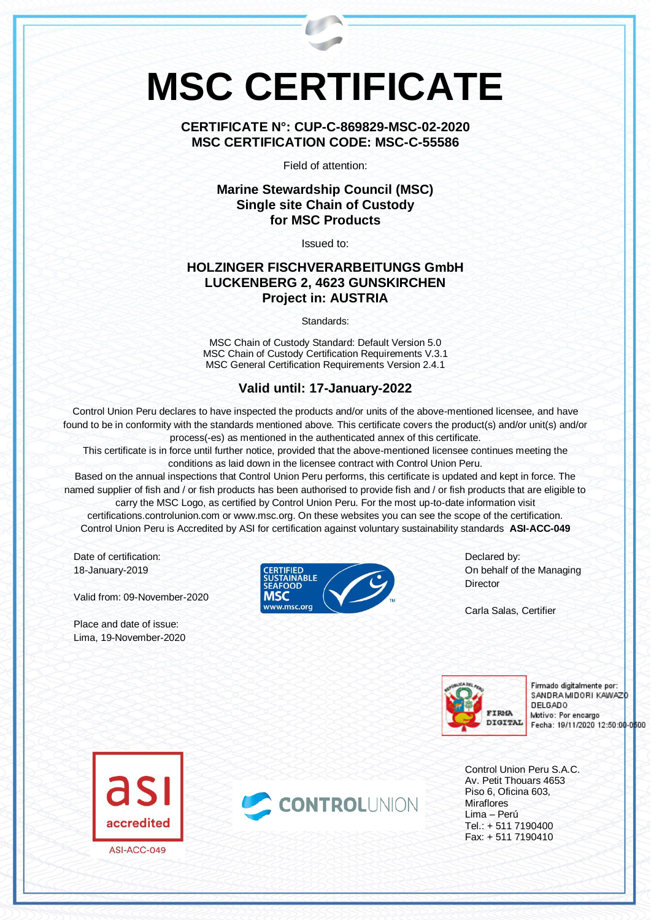# MSC CERTIFICATE

**CERTIFICATE N°: CUP-C-869829-MSC-02-2020**
**MSC CERTIFICATION CODE: MSC-C-55586**

Field of attention:

**Marine Stewardship Council (MSC)**
**Single site Chain of Custody**
**for MSC Products**

Issued to:

**HOLZINGER FISCHVERARBEITUNGS GmbH**
**LUCKENBERG 2, 4623 GUNSKIRCHEN**
**Project in: AUSTRIA**

Standards:

MSC Chain of Custody Standard: Default Version 5.0
MSC Chain of Custody Certification Requirements V.3.1
MSC General Certification Requirements Version 2.4.1

**Valid until: 17-January-2022**

Control Union Peru declares to have inspected the products and/or units of the above-mentioned licensee, and have found to be in conformity with the standards mentioned above. This certificate covers the product(s) and/or unit(s) and/or process(-es) as mentioned in the authenticated annex of this certificate.
This certificate is in force until further notice, provided that the above-mentioned licensee continues meeting the conditions as laid down in the licensee contract with Control Union Peru.
Based on the annual inspections that Control Union Peru performs, this certificate is updated and kept in force. The named supplier of fish and / or fish products has been authorised to provide fish and / or fish products that are eligible to carry the MSC Logo, as certified by Control Union Peru. For the most up-to-date information visit certifications.controlunion.com or www.msc.org. On these websites you can see the scope of the certification.
Control Union Peru is Accredited by ASI for certification against voluntary sustainability standards **ASI-ACC-049**

Date of certification:
18-January-2019

Valid from: 09-November-2020

Place and date of issue:
Lima, 19-November-2020

CERTIFIED SUSTAINABLE SEAFOOD MSC www.msc.org

Declared by:
On behalf of the Managing Director

Carla Salas, Certifier

Firmado digitalmente por: SANDRA MIDORI KAWAZO DELGADO
Motivo: Por encargo
Fecha: 19/11/2020 12:50:00-0500

asi accredited
ASI-ACC-049

CONTROLUNION

Control Union Peru S.A.C.
Av. Petit Thouars 4653
Piso 6, Oficina 603,
Miraflores
Lima – Perú
Tel.: + 511 7190400
Fax: + 511 7190410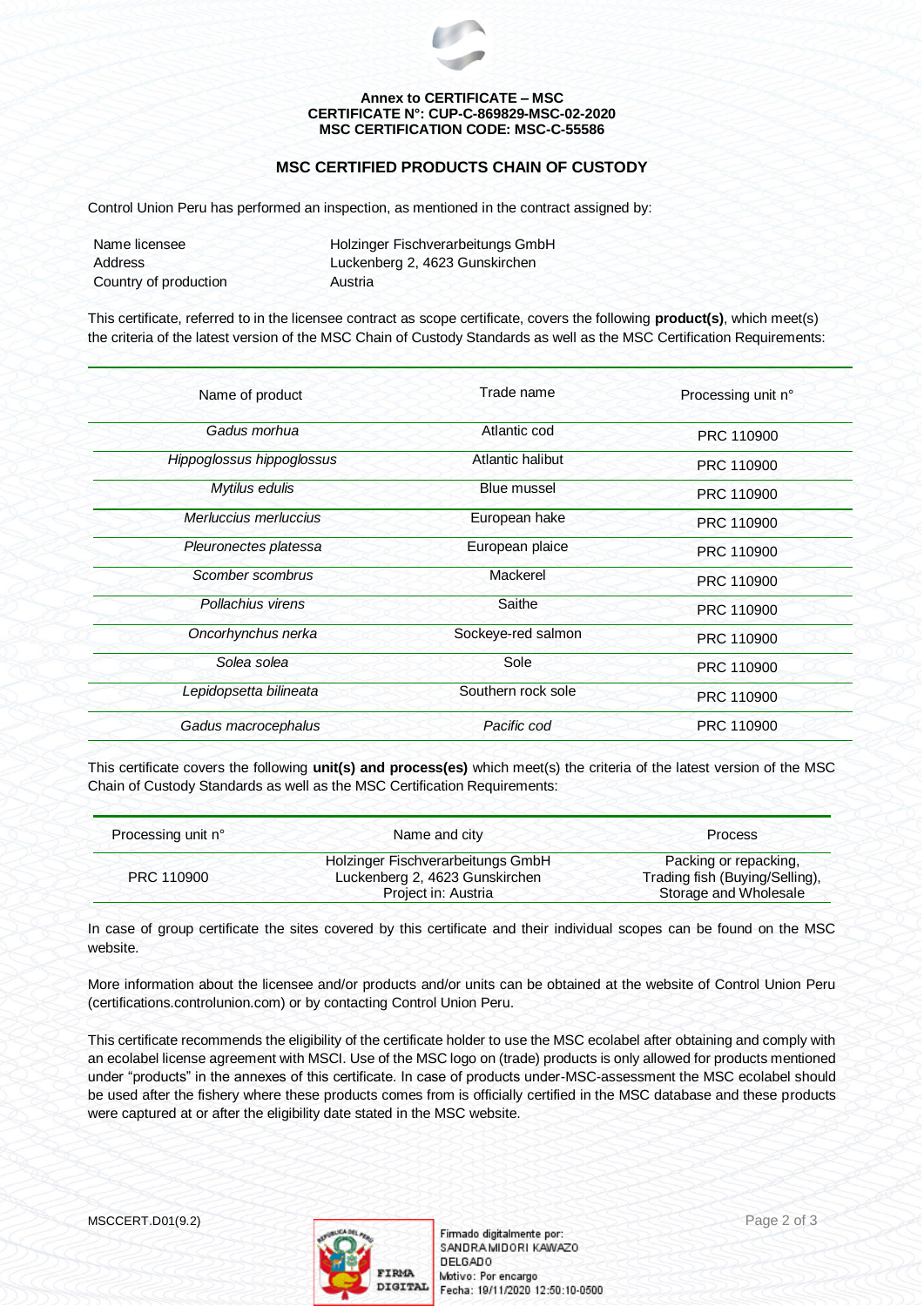**Annex to CERTIFICATE – MSC**
**CERTIFICATE N°: CUP-C-869829-MSC-02-2020**
**MSC CERTIFICATION CODE: MSC-C-55586**

## MSC CERTIFIED PRODUCTS CHAIN OF CUSTODY

Control Union Peru has performed an inspection, as mentioned in the contract assigned by:

| | |
|---|---|
| Name licensee | Holzinger Fischverarbeitungs GmbH |
| Address | Luckenberg 2, 4623 Gunskirchen |
| Country of production | Austria |

This certificate, referred to in the licensee contract as scope certificate, covers the following **product(s)**, which meet(s) the criteria of the latest version of the MSC Chain of Custody Standards as well as the MSC Certification Requirements:

| Name of product | Trade name | Processing unit n° |
|---|---|---|
| *Gadus morhua* | Atlantic cod | PRC 110900 |
| *Hippoglossus hippoglossus* | Atlantic halibut | PRC 110900 |
| *Mytilus edulis* | Blue mussel | PRC 110900 |
| *Merluccius merluccius* | European hake | PRC 110900 |
| *Pleuronectes platessa* | European plaice | PRC 110900 |
| *Scomber scombrus* | Mackerel | PRC 110900 |
| *Pollachius virens* | Saithe | PRC 110900 |
| *Oncorhynchus nerka* | Sockeye-red salmon | PRC 110900 |
| *Solea solea* | Sole | PRC 110900 |
| *Lepidopsetta bilineata* | Southern rock sole | PRC 110900 |
| *Gadus macrocephalus* | *Pacific cod* | PRC 110900 |

This certificate covers the following **unit(s) and process(es)** which meet(s) the criteria of the latest version of the MSC Chain of Custody Standards as well as the MSC Certification Requirements:

| Processing unit n° | Name and city | Process |
|---|---|---|
| PRC 110900 | Holzinger Fischverarbeitungs GmbH<br>Luckenberg 2, 4623 Gunskirchen<br>Project in: Austria | Packing or repacking,<br>Trading fish (Buying/Selling),<br>Storage and Wholesale |

In case of group certificate the sites covered by this certificate and their individual scopes can be found on the MSC website.

More information about the licensee and/or products and/or units can be obtained at the website of Control Union Peru (certifications.controlunion.com) or by contacting Control Union Peru.

This certificate recommends the eligibility of the certificate holder to use the MSC ecolabel after obtaining and comply with an ecolabel license agreement with MSCI. Use of the MSC logo on (trade) products is only allowed for products mentioned under "products" in the annexes of this certificate. In case of products under-MSC-assessment the MSC ecolabel should be used after the fishery where these products comes from is officially certified in the MSC database and these products were captured at or after the eligibility date stated in the MSC website.

MSCCERT.D01(9.2)

FIRMA DIGITAL

Firmado digitalmente por:
SANDRA MIDORI KAWAZO DELGADO
Motivo: Por encargo
Fecha: 19/11/2020 12:50:10-0500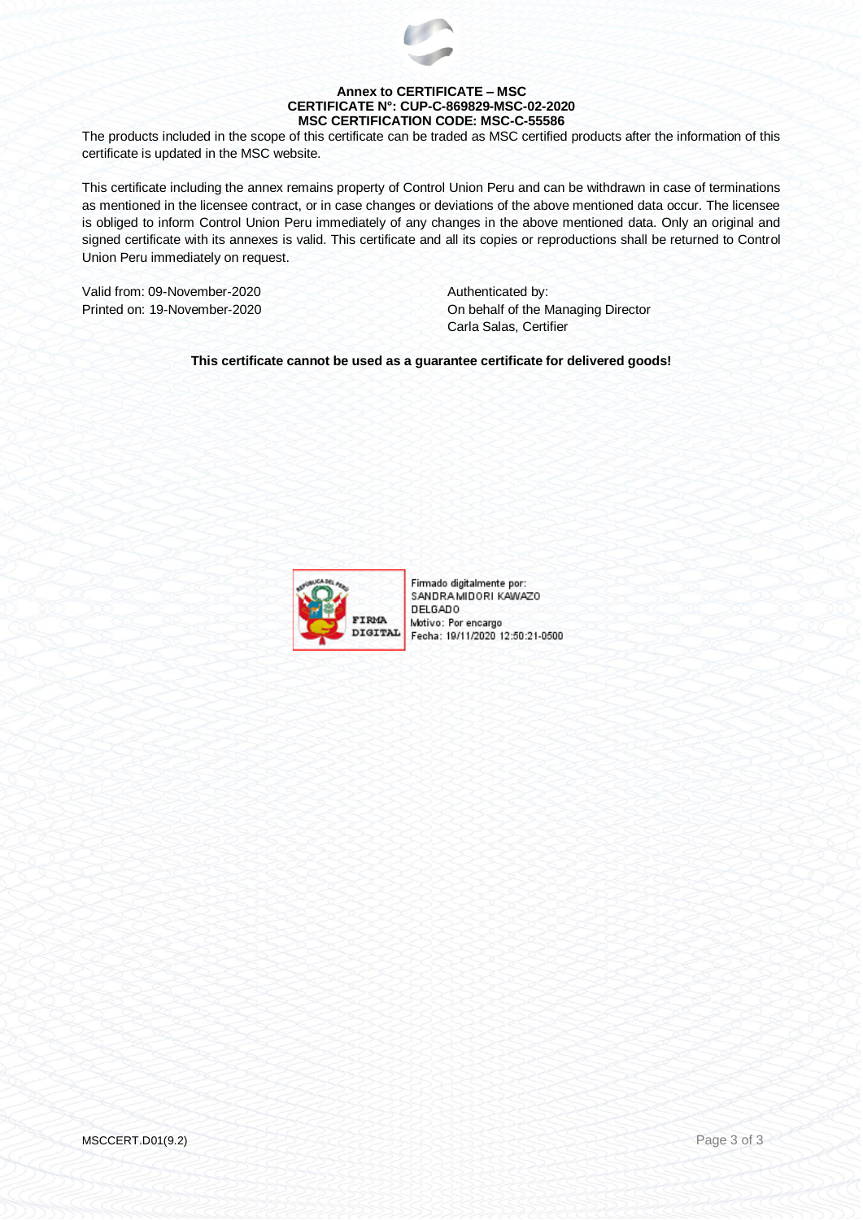**Annex to CERTIFICATE – MSC**
**CERTIFICATE N°: CUP-C-869829-MSC-02-2020**
**MSC CERTIFICATION CODE: MSC-C-55586**

The products included in the scope of this certificate can be traded as MSC certified products after the information of this certificate is updated in the MSC website.

This certificate including the annex remains property of Control Union Peru and can be withdrawn in case of terminations as mentioned in the licensee contract, or in case changes or deviations of the above mentioned data occur. The licensee is obliged to inform Control Union Peru immediately of any changes in the above mentioned data. Only an original and signed certificate with its annexes is valid. This certificate and all its copies or reproductions shall be returned to Control Union Peru immediately on request.

Valid from: 09-November-2020
Printed on: 19-November-2020

Authenticated by:
On behalf of the Managing Director
Carla Salas, Certifier

**This certificate cannot be used as a guarantee certificate for delivered goods!**

FIRMA DIGITAL

Firmado digitalmente por:
SANDRA MIDORI KAWAZO DELGADO
Motivo: Por encargo
Fecha: 19/11/2020 12:50:21-0500

MSCCERT.D01(9.2)